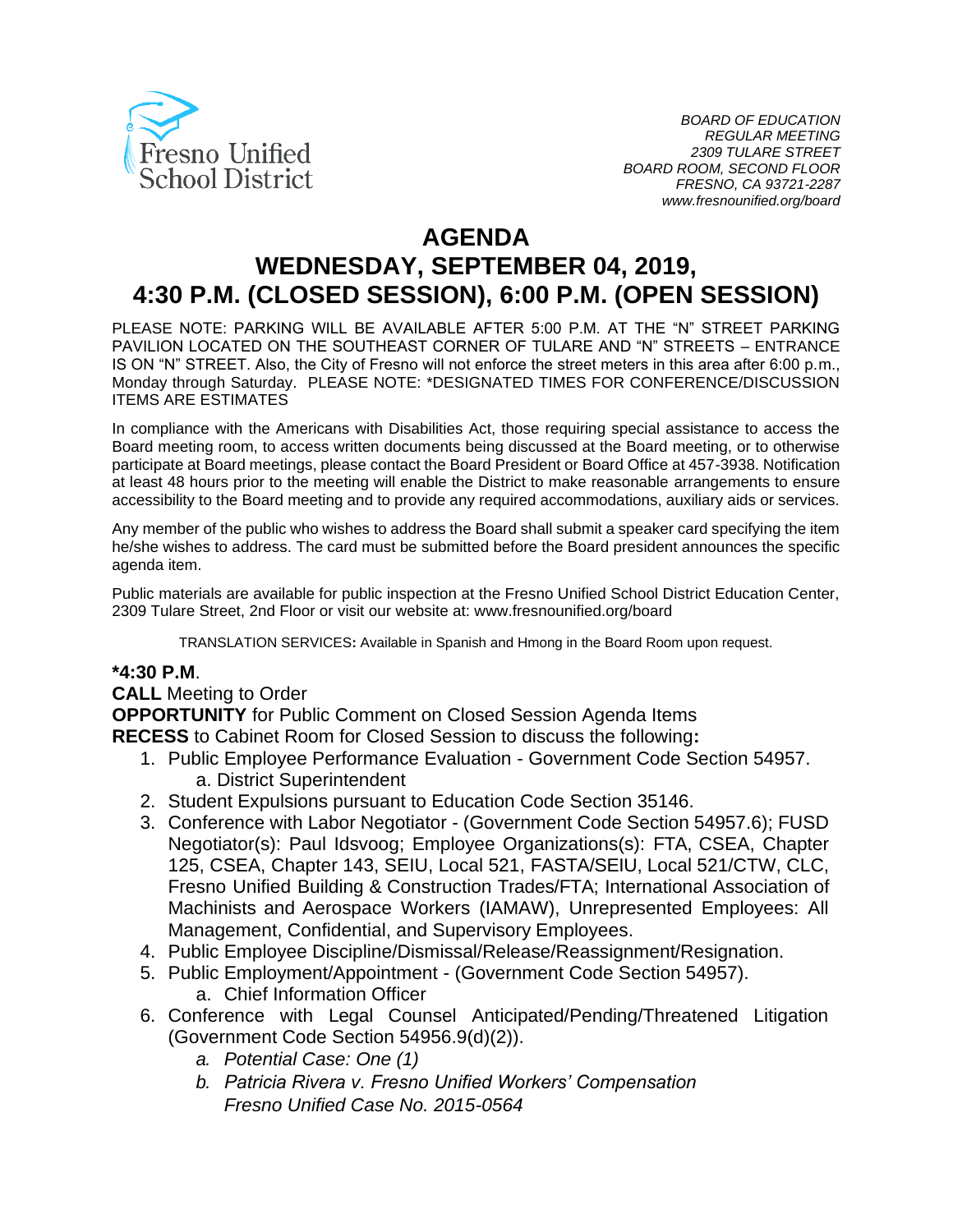Fresno Unified School District

*BOARD OF EDUCATION*
*REGULAR MEETING*
*2309 TULARE STREET*
*BOARD ROOM, SECOND FLOOR*
*FRESNO, CA 93721-2287*
*www.fresnounified.org/board*

# AGENDA
# WEDNESDAY, SEPTEMBER 04, 2019, 4:30 P.M. (CLOSED SESSION), 6:00 P.M. (OPEN SESSION)

PLEASE NOTE: PARKING WILL BE AVAILABLE AFTER 5:00 P.M. AT THE "N" STREET PARKING PAVILION LOCATED ON THE SOUTHEAST CORNER OF TULARE AND "N" STREETS – ENTRANCE IS ON "N" STREET. Also, the City of Fresno will not enforce the street meters in this area after 6:00 p.m., Monday through Saturday. PLEASE NOTE: *DESIGNATED TIMES FOR CONFERENCE/DISCUSSION ITEMS ARE ESTIMATES

In compliance with the Americans with Disabilities Act, those requiring special assistance to access the Board meeting room, to access written documents being discussed at the Board meeting, or to otherwise participate at Board meetings, please contact the Board President or Board Office at 457-3938. Notification at least 48 hours prior to the meeting will enable the District to make reasonable arrangements to ensure accessibility to the Board meeting and to provide any required accommodations, auxiliary aids or services.

Any member of the public who wishes to address the Board shall submit a speaker card specifying the item he/she wishes to address. The card must be submitted before the Board president announces the specific agenda item.

Public materials are available for public inspection at the Fresno Unified School District Education Center, 2309 Tulare Street, 2nd Floor or visit our website at: www.fresnounified.org/board

TRANSLATION SERVICES**:** Available in Spanish and Hmong in the Board Room upon request.

**\*4:30 P.M**.

**CALL** Meeting to Order
**OPPORTUNITY** for Public Comment on Closed Session Agenda Items
**RECESS** to Cabinet Room for Closed Session to discuss the following**:**

1. Public Employee Performance Evaluation - Government Code Section 54957.
   a. District Superintendent
2. Student Expulsions pursuant to Education Code Section 35146.
3. Conference with Labor Negotiator - (Government Code Section 54957.6); FUSD Negotiator(s): Paul Idsvoog; Employee Organizations(s): FTA, CSEA, Chapter 125, CSEA, Chapter 143, SEIU, Local 521, FASTA/SEIU, Local 521/CTW, CLC, Fresno Unified Building & Construction Trades/FTA; International Association of Machinists and Aerospace Workers (IAMAW), Unrepresented Employees: All Management, Confidential, and Supervisory Employees.
4. Public Employee Discipline/Dismissal/Release/Reassignment/Resignation.
5. Public Employment/Appointment - (Government Code Section 54957).
   a. Chief Information Officer
6. Conference with Legal Counsel Anticipated/Pending/Threatened Litigation (Government Code Section 54956.9(d)(2)).
   a. *Potential Case: One (1)*
   b. *Patricia Rivera v. Fresno Unified Workers' Compensation Fresno Unified Case No. 2015-0564*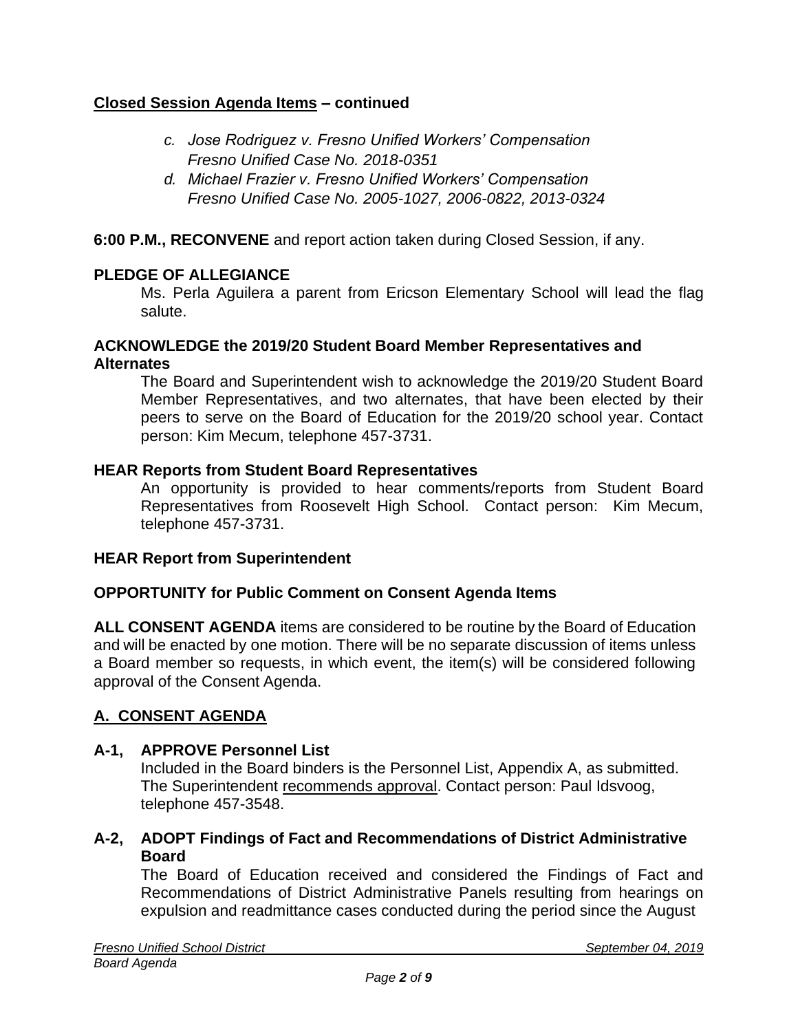**Closed Session Agenda Items – continued**

- *c. Jose Rodriguez v. Fresno Unified Workers' Compensation Fresno Unified Case No. 2018-0351*
- *d. Michael Frazier v. Fresno Unified Workers' Compensation Fresno Unified Case No. 2005-1027, 2006-0822, 2013-0324*

**6:00 P.M., RECONVENE** and report action taken during Closed Session, if any.

**PLEDGE OF ALLEGIANCE**

Ms. Perla Aguilera a parent from Ericson Elementary School will lead the flag salute.

**ACKNOWLEDGE the 2019/20 Student Board Member Representatives and Alternates**

The Board and Superintendent wish to acknowledge the 2019/20 Student Board Member Representatives, and two alternates, that have been elected by their peers to serve on the Board of Education for the 2019/20 school year. Contact person: Kim Mecum, telephone 457-3731.

**HEAR Reports from Student Board Representatives**

An opportunity is provided to hear comments/reports from Student Board Representatives from Roosevelt High School. Contact person: Kim Mecum, telephone 457-3731.

**HEAR Report from Superintendent**

**OPPORTUNITY for Public Comment on Consent Agenda Items**

**ALL CONSENT AGENDA** items are considered to be routine by the Board of Education and will be enacted by one motion. There will be no separate discussion of items unless a Board member so requests, in which event, the item(s) will be considered following approval of the Consent Agenda.

## A. CONSENT AGENDA

**A-1, APPROVE Personnel List**

Included in the Board binders is the Personnel List, Appendix A, as submitted. The Superintendent recommends approval. Contact person: Paul Idsvoog, telephone 457-3548.

**A-2, ADOPT Findings of Fact and Recommendations of District Administrative Board**

The Board of Education received and considered the Findings of Fact and Recommendations of District Administrative Panels resulting from hearings on expulsion and readmittance cases conducted during the period since the August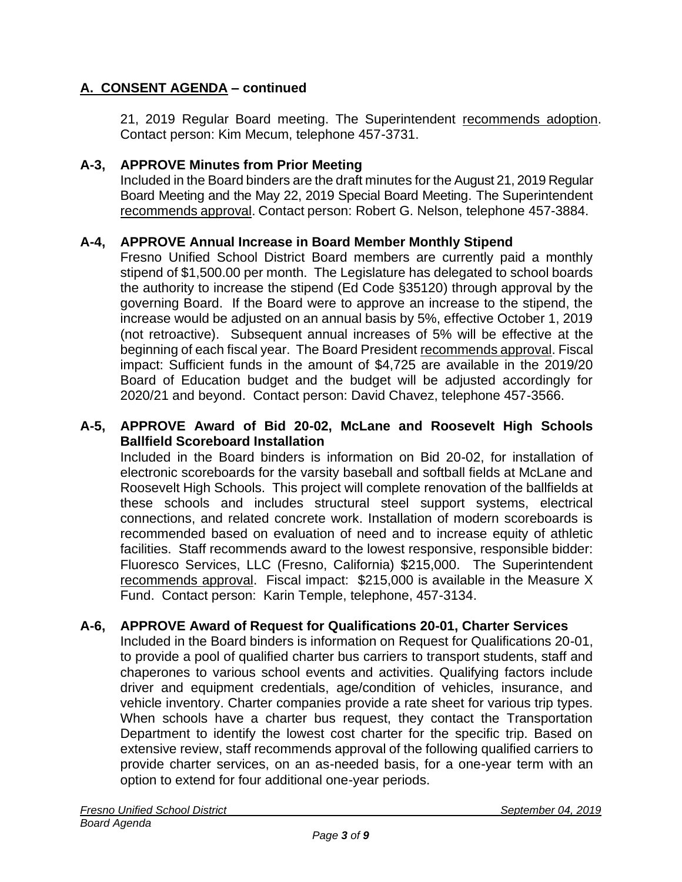## A. CONSENT AGENDA – continued

21, 2019 Regular Board meeting. The Superintendent recommends adoption. Contact person: Kim Mecum, telephone 457-3731.

### A-3, APPROVE Minutes from Prior Meeting

Included in the Board binders are the draft minutes for the August 21, 2019 Regular Board Meeting and the May 22, 2019 Special Board Meeting. The Superintendent recommends approval. Contact person: Robert G. Nelson, telephone 457-3884.

### A-4, APPROVE Annual Increase in Board Member Monthly Stipend

Fresno Unified School District Board members are currently paid a monthly stipend of $1,500.00 per month. The Legislature has delegated to school boards the authority to increase the stipend (Ed Code §35120) through approval by the governing Board. If the Board were to approve an increase to the stipend, the increase would be adjusted on an annual basis by 5%, effective October 1, 2019 (not retroactive). Subsequent annual increases of 5% will be effective at the beginning of each fiscal year. The Board President recommends approval. Fiscal impact: Sufficient funds in the amount of $4,725 are available in the 2019/20 Board of Education budget and the budget will be adjusted accordingly for 2020/21 and beyond. Contact person: David Chavez, telephone 457-3566.

### A-5, APPROVE Award of Bid 20-02, McLane and Roosevelt High Schools Ballfield Scoreboard Installation

Included in the Board binders is information on Bid 20-02, for installation of electronic scoreboards for the varsity baseball and softball fields at McLane and Roosevelt High Schools. This project will complete renovation of the ballfields at these schools and includes structural steel support systems, electrical connections, and related concrete work. Installation of modern scoreboards is recommended based on evaluation of need and to increase equity of athletic facilities. Staff recommends award to the lowest responsive, responsible bidder: Fluoresco Services, LLC (Fresno, California) $215,000. The Superintendent recommends approval. Fiscal impact: $215,000 is available in the Measure X Fund. Contact person: Karin Temple, telephone, 457-3134.

### A-6, APPROVE Award of Request for Qualifications 20-01, Charter Services

Included in the Board binders is information on Request for Qualifications 20-01, to provide a pool of qualified charter bus carriers to transport students, staff and chaperones to various school events and activities. Qualifying factors include driver and equipment credentials, age/condition of vehicles, insurance, and vehicle inventory. Charter companies provide a rate sheet for various trip types. When schools have a charter bus request, they contact the Transportation Department to identify the lowest cost charter for the specific trip. Based on extensive review, staff recommends approval of the following qualified carriers to provide charter services, on an as-needed basis, for a one-year term with an option to extend for four additional one-year periods.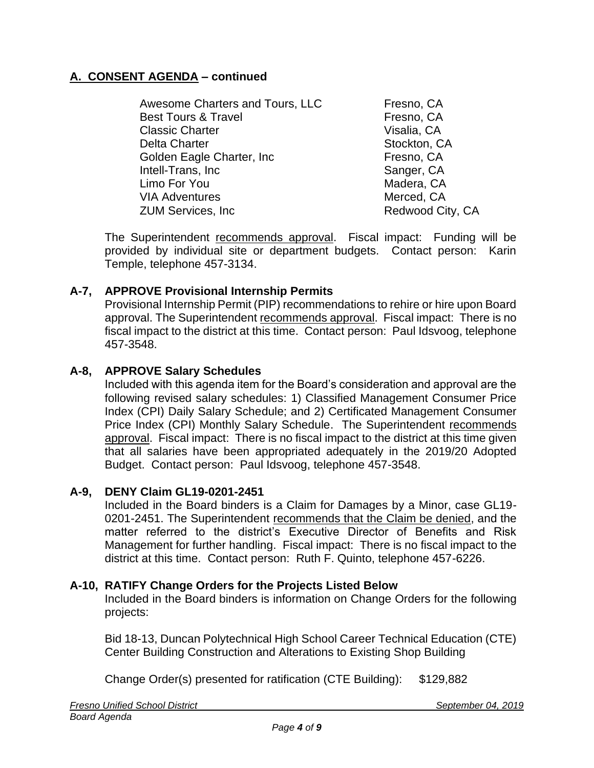## A. CONSENT AGENDA – continued

| | |
|---|---|
| Awesome Charters and Tours, LLC | Fresno, CA |
| Best Tours & Travel | Fresno, CA |
| Classic Charter | Visalia, CA |
| Delta Charter | Stockton, CA |
| Golden Eagle Charter, Inc | Fresno, CA |
| Intell-Trans, Inc | Sanger, CA |
| Limo For You | Madera, CA |
| VIA Adventures | Merced, CA |
| ZUM Services, Inc | Redwood City, CA |

The Superintendent recommends approval. Fiscal impact: Funding will be provided by individual site or department budgets. Contact person: Karin Temple, telephone 457-3134.

### A-7, APPROVE Provisional Internship Permits

Provisional Internship Permit (PIP) recommendations to rehire or hire upon Board approval. The Superintendent recommends approval. Fiscal impact: There is no fiscal impact to the district at this time. Contact person: Paul Idsvoog, telephone 457-3548.

### A-8, APPROVE Salary Schedules

Included with this agenda item for the Board's consideration and approval are the following revised salary schedules: 1) Classified Management Consumer Price Index (CPI) Daily Salary Schedule; and 2) Certificated Management Consumer Price Index (CPI) Monthly Salary Schedule. The Superintendent recommends approval. Fiscal impact: There is no fiscal impact to the district at this time given that all salaries have been appropriated adequately in the 2019/20 Adopted Budget. Contact person: Paul Idsvoog, telephone 457-3548.

### A-9, DENY Claim GL19-0201-2451

Included in the Board binders is a Claim for Damages by a Minor, case GL19-0201-2451. The Superintendent recommends that the Claim be denied, and the matter referred to the district's Executive Director of Benefits and Risk Management for further handling. Fiscal impact: There is no fiscal impact to the district at this time. Contact person: Ruth F. Quinto, telephone 457-6226.

### A-10, RATIFY Change Orders for the Projects Listed Below

Included in the Board binders is information on Change Orders for the following projects:

Bid 18-13, Duncan Polytechnical High School Career Technical Education (CTE) Center Building Construction and Alterations to Existing Shop Building

Change Order(s) presented for ratification (CTE Building): $129,882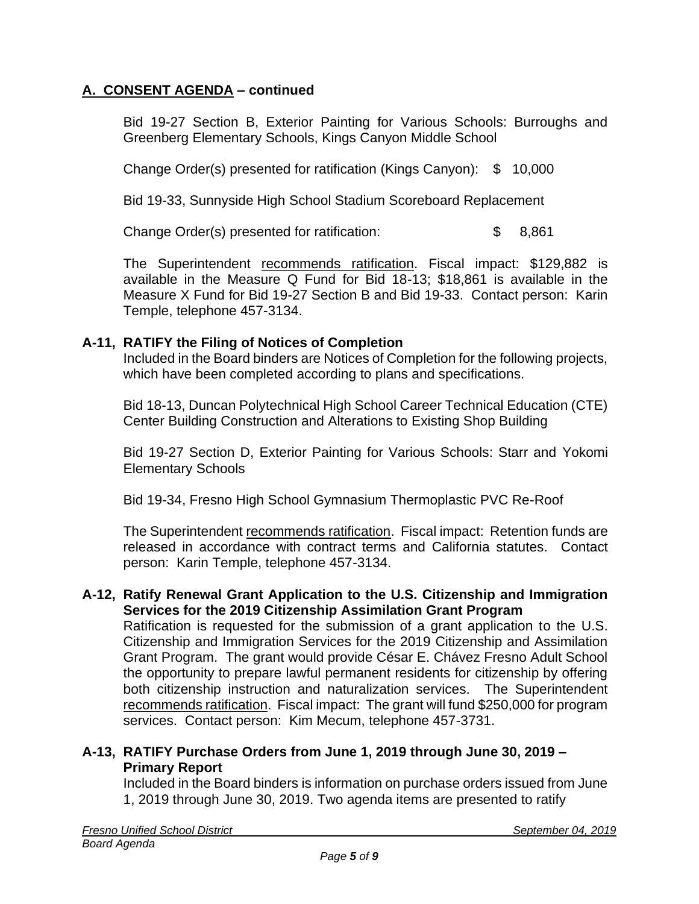## A. CONSENT AGENDA – continued

Bid 19-27 Section B, Exterior Painting for Various Schools: Burroughs and Greenberg Elementary Schools, Kings Canyon Middle School

Change Order(s) presented for ratification (Kings Canyon): $ 10,000

Bid 19-33, Sunnyside High School Stadium Scoreboard Replacement

Change Order(s) presented for ratification: $ 8,861

The Superintendent recommends ratification. Fiscal impact: $129,882 is available in the Measure Q Fund for Bid 18-13; $18,861 is available in the Measure X Fund for Bid 19-27 Section B and Bid 19-33. Contact person: Karin Temple, telephone 457-3134.

### A-11, RATIFY the Filing of Notices of Completion

Included in the Board binders are Notices of Completion for the following projects, which have been completed according to plans and specifications.

Bid 18-13, Duncan Polytechnical High School Career Technical Education (CTE) Center Building Construction and Alterations to Existing Shop Building

Bid 19-27 Section D, Exterior Painting for Various Schools: Starr and Yokomi Elementary Schools

Bid 19-34, Fresno High School Gymnasium Thermoplastic PVC Re-Roof

The Superintendent recommends ratification. Fiscal impact: Retention funds are released in accordance with contract terms and California statutes. Contact person: Karin Temple, telephone 457-3134.

### A-12, Ratify Renewal Grant Application to the U.S. Citizenship and Immigration Services for the 2019 Citizenship Assimilation Grant Program

Ratification is requested for the submission of a grant application to the U.S. Citizenship and Immigration Services for the 2019 Citizenship and Assimilation Grant Program. The grant would provide César E. Chávez Fresno Adult School the opportunity to prepare lawful permanent residents for citizenship by offering both citizenship instruction and naturalization services. The Superintendent recommends ratification. Fiscal impact: The grant will fund $250,000 for program services. Contact person: Kim Mecum, telephone 457-3731.

### A-13, RATIFY Purchase Orders from June 1, 2019 through June 30, 2019 – Primary Report

Included in the Board binders is information on purchase orders issued from June 1, 2019 through June 30, 2019. Two agenda items are presented to ratify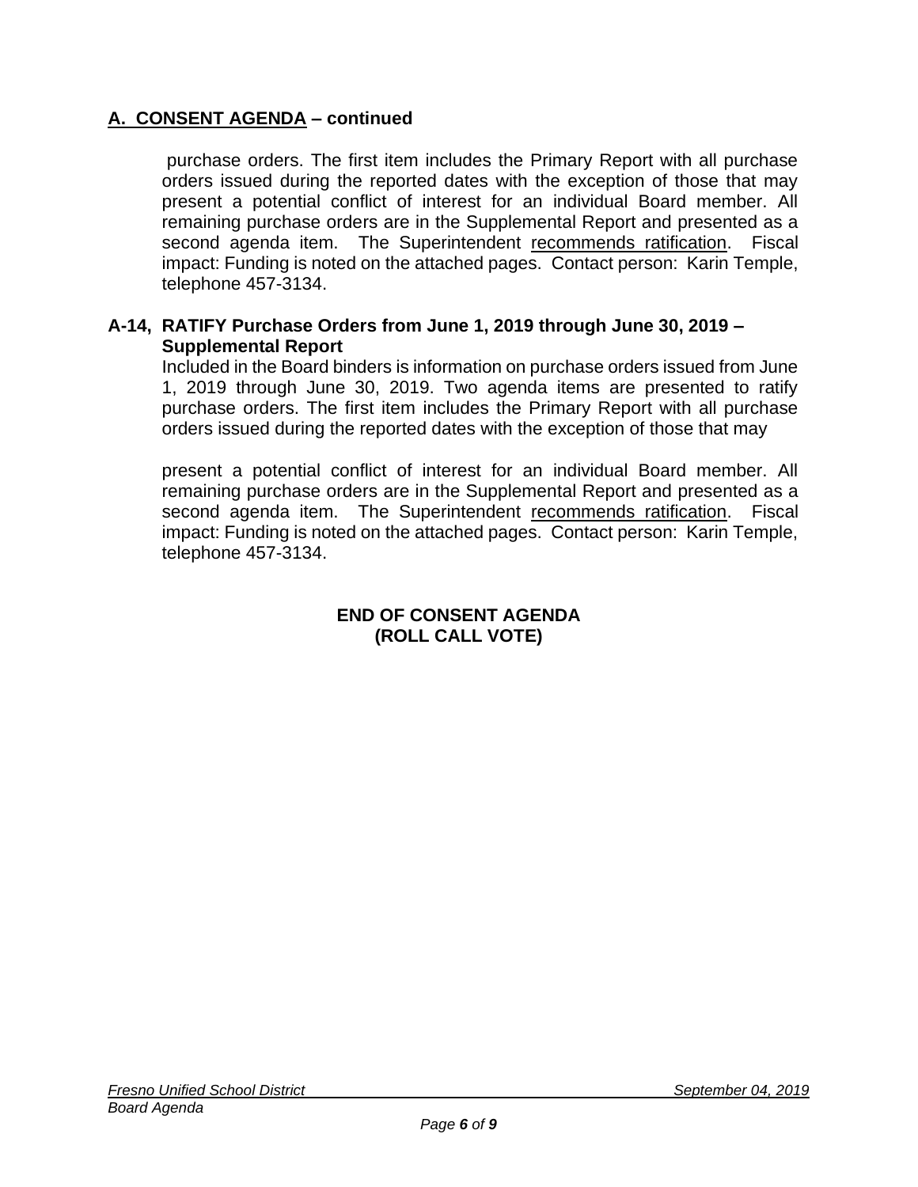## A. CONSENT AGENDA – continued

purchase orders. The first item includes the Primary Report with all purchase orders issued during the reported dates with the exception of those that may present a potential conflict of interest for an individual Board member. All remaining purchase orders are in the Supplemental Report and presented as a second agenda item. The Superintendent recommends ratification. Fiscal impact: Funding is noted on the attached pages. Contact person: Karin Temple, telephone 457-3134.

**A-14, RATIFY Purchase Orders from June 1, 2019 through June 30, 2019 – Supplemental Report**

Included in the Board binders is information on purchase orders issued from June 1, 2019 through June 30, 2019. Two agenda items are presented to ratify purchase orders. The first item includes the Primary Report with all purchase orders issued during the reported dates with the exception of those that may

present a potential conflict of interest for an individual Board member. All remaining purchase orders are in the Supplemental Report and presented as a second agenda item. The Superintendent recommends ratification. Fiscal impact: Funding is noted on the attached pages. Contact person: Karin Temple, telephone 457-3134.

**END OF CONSENT AGENDA**
**(ROLL CALL VOTE)**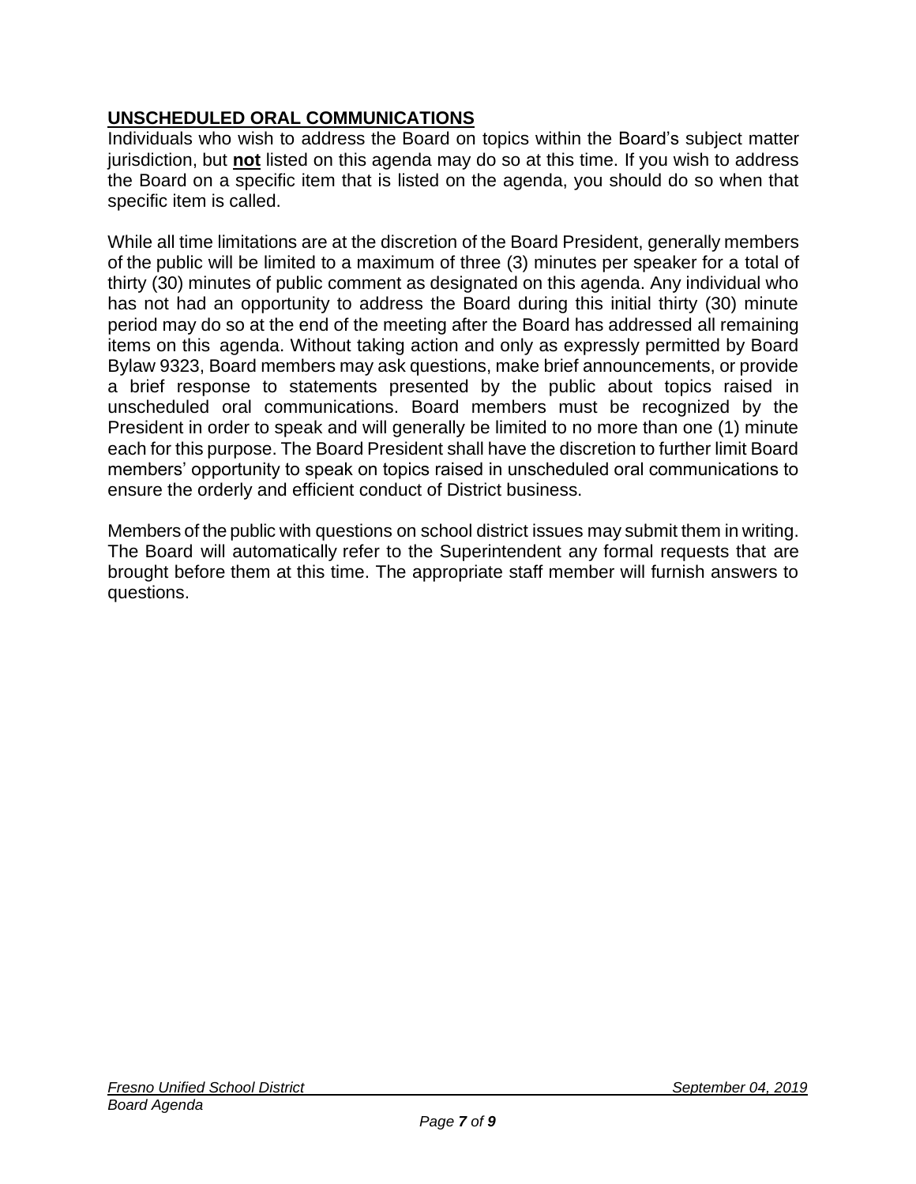## UNSCHEDULED ORAL COMMUNICATIONS

Individuals who wish to address the Board on topics within the Board's subject matter jurisdiction, but **not** listed on this agenda may do so at this time. If you wish to address the Board on a specific item that is listed on the agenda, you should do so when that specific item is called.

While all time limitations are at the discretion of the Board President, generally members of the public will be limited to a maximum of three (3) minutes per speaker for a total of thirty (30) minutes of public comment as designated on this agenda. Any individual who has not had an opportunity to address the Board during this initial thirty (30) minute period may do so at the end of the meeting after the Board has addressed all remaining items on this agenda. Without taking action and only as expressly permitted by Board Bylaw 9323, Board members may ask questions, make brief announcements, or provide a brief response to statements presented by the public about topics raised in unscheduled oral communications. Board members must be recognized by the President in order to speak and will generally be limited to no more than one (1) minute each for this purpose. The Board President shall have the discretion to further limit Board members' opportunity to speak on topics raised in unscheduled oral communications to ensure the orderly and efficient conduct of District business.

Members of the public with questions on school district issues may submit them in writing. The Board will automatically refer to the Superintendent any formal requests that are brought before them at this time. The appropriate staff member will furnish answers to questions.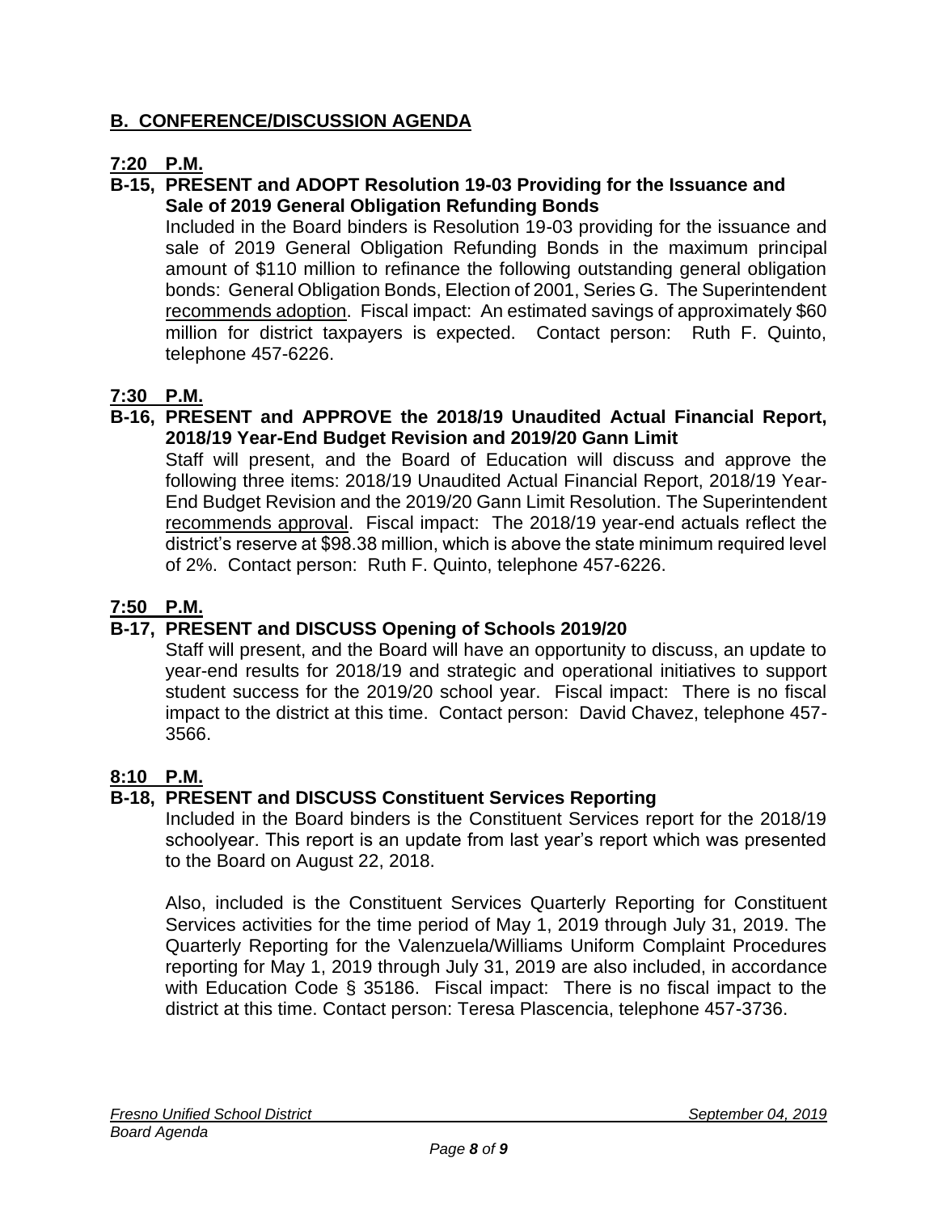## B. CONFERENCE/DISCUSSION AGENDA

**7:20 P.M.**

**B-15, PRESENT and ADOPT Resolution 19-03 Providing for the Issuance and Sale of 2019 General Obligation Refunding Bonds**

Included in the Board binders is Resolution 19-03 providing for the issuance and sale of 2019 General Obligation Refunding Bonds in the maximum principal amount of $110 million to refinance the following outstanding general obligation bonds: General Obligation Bonds, Election of 2001, Series G. The Superintendent recommends adoption. Fiscal impact: An estimated savings of approximately $60 million for district taxpayers is expected. Contact person: Ruth F. Quinto, telephone 457-6226.

**7:30 P.M.**

**B-16, PRESENT and APPROVE the 2018/19 Unaudited Actual Financial Report, 2018/19 Year-End Budget Revision and 2019/20 Gann Limit**

Staff will present, and the Board of Education will discuss and approve the following three items: 2018/19 Unaudited Actual Financial Report, 2018/19 Year-End Budget Revision and the 2019/20 Gann Limit Resolution. The Superintendent recommends approval. Fiscal impact: The 2018/19 year-end actuals reflect the district's reserve at $98.38 million, which is above the state minimum required level of 2%. Contact person: Ruth F. Quinto, telephone 457-6226.

**7:50 P.M.**

**B-17, PRESENT and DISCUSS Opening of Schools 2019/20**

Staff will present, and the Board will have an opportunity to discuss, an update to year-end results for 2018/19 and strategic and operational initiatives to support student success for the 2019/20 school year. Fiscal impact: There is no fiscal impact to the district at this time. Contact person: David Chavez, telephone 457-3566.

**8:10 P.M.**

**B-18, PRESENT and DISCUSS Constituent Services Reporting**

Included in the Board binders is the Constituent Services report for the 2018/19 schoolyear. This report is an update from last year's report which was presented to the Board on August 22, 2018.

Also, included is the Constituent Services Quarterly Reporting for Constituent Services activities for the time period of May 1, 2019 through July 31, 2019. The Quarterly Reporting for the Valenzuela/Williams Uniform Complaint Procedures reporting for May 1, 2019 through July 31, 2019 are also included, in accordance with Education Code § 35186. Fiscal impact: There is no fiscal impact to the district at this time. Contact person: Teresa Plascencia, telephone 457-3736.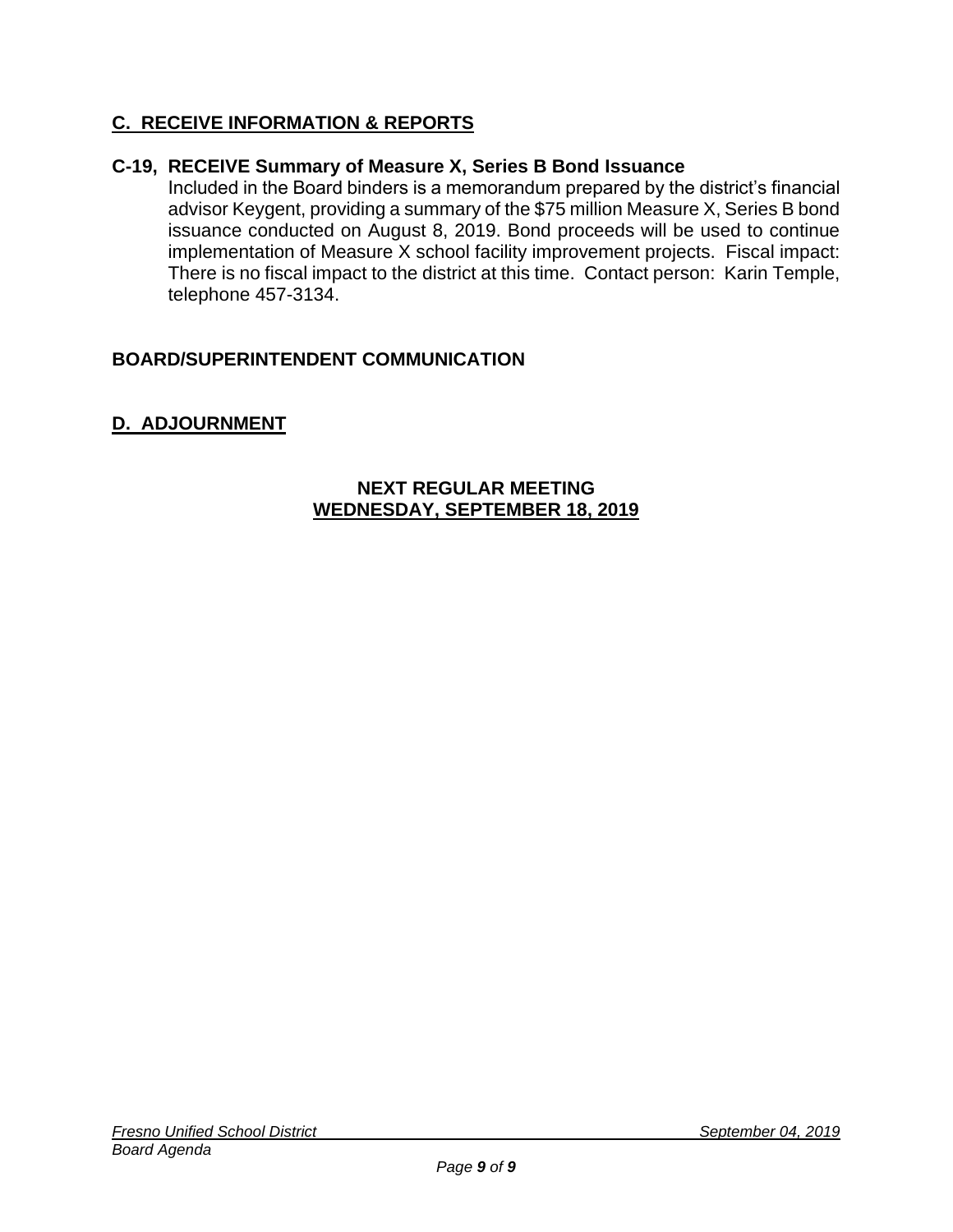## C. RECEIVE INFORMATION & REPORTS

**C-19, RECEIVE Summary of Measure X, Series B Bond Issuance**

Included in the Board binders is a memorandum prepared by the district's financial advisor Keygent, providing a summary of the $75 million Measure X, Series B bond issuance conducted on August 8, 2019. Bond proceeds will be used to continue implementation of Measure X school facility improvement projects. Fiscal impact: There is no fiscal impact to the district at this time. Contact person: Karin Temple, telephone 457-3134.

## BOARD/SUPERINTENDENT COMMUNICATION

## D. ADJOURNMENT

**NEXT REGULAR MEETING**
**WEDNESDAY, SEPTEMBER 18, 2019**